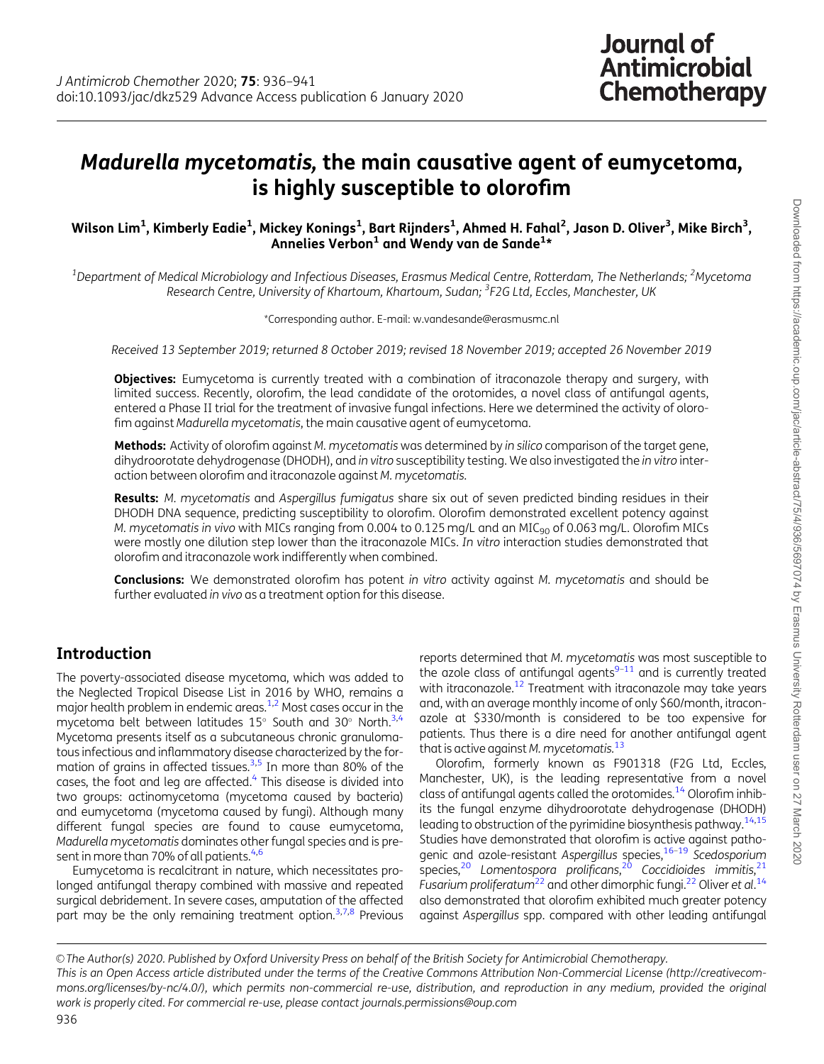# *Madurella mycetomatis*, the main causative agent of eumycetoma, is highly susceptible to olorofim

**Wilson Lim[1], Kimberly Eadie[1], Mickey Konings[1], Bart Rijnders[1], Ahmed H. Fahal[2], Jason D. Oliver[3], Mike Birch[3], Annelies Verbon[1] and Wendy van de Sande[1]***

[1]*Department of Medical Microbiology and Infectious Diseases, Erasmus Medical Centre, Rotterdam, The Netherlands;* [2]*Mycetoma Research Centre, University of Khartoum, Khartoum, Sudan;* [3]*F2G Ltd, Eccles, Manchester, UK*

*Corresponding author. E-mail: w.vandesande@erasmusmc.nl

*Received 13 September 2019; returned 8 October 2019; revised 18 November 2019; accepted 26 November 2019*

**Objectives:** Eumycetoma is currently treated with a combination of itraconazole therapy and surgery, with limited success. Recently, olorofim, the lead candidate of the orotomides, a novel class of antifungal agents, entered a Phase II trial for the treatment of invasive fungal infections. Here we determined the activity of olorofim against *Madurella mycetomatis*, the main causative agent of eumycetoma.

**Methods:** Activity of olorofim against *M. mycetomatis* was determined by *in silico* comparison of the target gene, dihydroorotate dehydrogenase (DHODH), and *in vitro* susceptibility testing. We also investigated the *in vitro* interaction between olorofim and itraconazole against *M. mycetomatis*.

**Results:** *M. mycetomatis* and *Aspergillus fumigatus* share six out of seven predicted binding residues in their DHODH DNA sequence, predicting susceptibility to olorofim. Olorofim demonstrated excellent potency against *M. mycetomatis in vivo* with MICs ranging from 0.004 to 0.125 mg/L and an $MIC_{90}$ of 0.063 mg/L. Olorofim MICs were mostly one dilution step lower than the itraconazole MICs. *In vitro* interaction studies demonstrated that olorofim and itraconazole work indifferently when combined.

**Conclusions:** We demonstrated olorofim has potent *in vitro* activity against *M. mycetomatis* and should be further evaluated *in vivo* as a treatment option for this disease.

## Introduction

The poverty-associated disease mycetoma, which was added to the Neglected Tropical Disease List in 2016 by WHO, remains a major health problem in endemic areas.[1,2] Most cases occur in the mycetoma belt between latitudes 15° South and 30° North.[3,4] Mycetoma presents itself as a subcutaneous chronic granulomatous infectious and inflammatory disease characterized by the formation of grains in affected tissues.[3,5] In more than 80% of the cases, the foot and leg are affected.[4] This disease is divided into two groups: actinomycetoma (mycetoma caused by bacteria) and eumycetoma (mycetoma caused by fungi). Although many different fungal species are found to cause eumycetoma, *Madurella mycetomatis* dominates other fungal species and is present in more than 70% of all patients.[4,6]

Eumycetoma is recalcitrant in nature, which necessitates prolonged antifungal therapy combined with massive and repeated surgical debridement. In severe cases, amputation of the affected part may be the only remaining treatment option.[3,7,8] Previous reports determined that *M. mycetomatis* was most susceptible to the azole class of antifungal agents[9–11] and is currently treated with itraconazole.[12] Treatment with itraconazole may take years and, with an average monthly income of only $60/month, itraconazole at $330/month is considered to be too expensive for patients. Thus there is a dire need for another antifungal agent that is active against *M. mycetomatis*.[13]

Olorofim, formerly known as F901318 (F2G Ltd, Eccles, Manchester, UK), is the leading representative from a novel class of antifungal agents called the orotomides.[14] Olorofim inhibits the fungal enzyme dihydroorotate dehydrogenase (DHODH) leading to obstruction of the pyrimidine biosynthesis pathway.[14,15] Studies have demonstrated that olorofim is active against pathogenic and azole-resistant *Aspergillus* species,[16–19] *Scedosporium* species,[20] *Lomentospora prolificans*,[20] *Coccidioides immitis*,[21] *Fusarium proliferatum*[22] and other dimorphic fungi.[22] Oliver *et al.*[14] also demonstrated that olorofim exhibited much greater potency against *Aspergillus* spp. compared with other leading antifungal

© The Author(s) 2020. Published by Oxford University Press on behalf of the British Society for Antimicrobial Chemotherapy.
This is an Open Access article distributed under the terms of the Creative Commons Attribution Non-Commercial License (http://creativecommons.org/licenses/by-nc/4.0/), which permits non-commercial re-use, distribution, and reproduction in any medium, provided the original work is properly cited. For commercial re-use, please contact journals.permissions@oup.com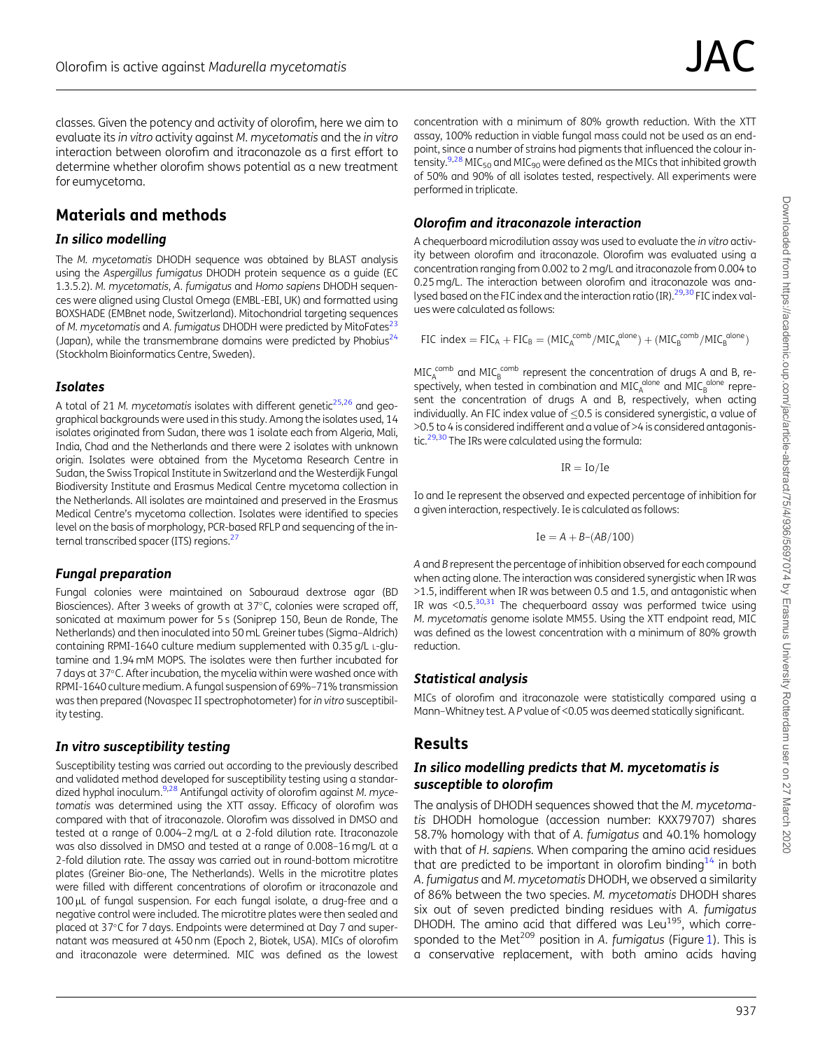classes. Given the potency and activity of olorofim, here we aim to evaluate its *in vitro* activity against *M. mycetomatis* and the *in vitro* interaction between olorofim and itraconazole as a first effort to determine whether olorofim shows potential as a new treatment for eumycetoma.

## Materials and methods

### *In silico* modelling

The *M. mycetomatis* DHODH sequence was obtained by BLAST analysis using the *Aspergillus fumigatus* DHODH protein sequence as a guide (EC 1.3.5.2). *M. mycetomatis*, *A. fumigatus* and *Homo sapiens* DHODH sequences were aligned using Clustal Omega (EMBL-EBI, UK) and formatted using BOXSHADE (EMBnet node, Switzerland). Mitochondrial targeting sequences of *M. mycetomatis* and *A. fumigatus* DHODH were predicted by MitoFates[23] (Japan), while the transmembrane domains were predicted by Phobius[24] (Stockholm Bioinformatics Centre, Sweden).

### *Isolates*

A total of 21 *M. mycetomatis* isolates with different genetic[25,26] and geographical backgrounds were used in this study. Among the isolates used, 14 isolates originated from Sudan, there was 1 isolate each from Algeria, Mali, India, Chad and the Netherlands and there were 2 isolates with unknown origin. Isolates were obtained from the Mycetoma Research Centre in Sudan, the Swiss Tropical Institute in Switzerland and the Westerdijk Fungal Biodiversity Institute and Erasmus Medical Centre mycetoma collection in the Netherlands. All isolates are maintained and preserved in the Erasmus Medical Centre's mycetoma collection. Isolates were identified to species level on the basis of morphology, PCR-based RFLP and sequencing of the internal transcribed spacer (ITS) regions.[27]

### *Fungal preparation*

Fungal colonies were maintained on Sabouraud dextrose agar (BD Biosciences). After 3 weeks of growth at 37°C, colonies were scraped off, sonicated at maximum power for 5 s (Soniprep 150, Beun de Ronde, The Netherlands) and then inoculated into 50 mL Greiner tubes (Sigma–Aldrich) containing RPMI-1640 culture medium supplemented with 0.35 g/L L-glutamine and 1.94 mM MOPS. The isolates were then further incubated for 7 days at 37°C. After incubation, the mycelia within were washed once with RPMI-1640 culture medium. A fungal suspension of 69%–71% transmission was then prepared (Novaspec II spectrophotometer) for *in vitro* susceptibility testing.

### *In vitro susceptibility testing*

Susceptibility testing was carried out according to the previously described and validated method developed for susceptibility testing using a standardized hyphal inoculum.[9,28] Antifungal activity of olorofim against *M. mycetomatis* was determined using the XTT assay. Efficacy of olorofim was compared with that of itraconazole. Olorofim was dissolved in DMSO and tested at a range of 0.004–2 mg/L at a 2-fold dilution rate. Itraconazole was also dissolved in DMSO and tested at a range of 0.008–16 mg/L at a 2-fold dilution rate. The assay was carried out in round-bottom microtitre plates (Greiner Bio-one, The Netherlands). Wells in the microtitre plates were filled with different concentrations of olorofim or itraconazole and 100 μL of fungal suspension. For each fungal isolate, a drug-free and a negative control were included. The microtitre plates were then sealed and placed at 37°C for 7 days. Endpoints were determined at Day 7 and supernatant was measured at 450 nm (Epoch 2, Biotek, USA). MICs of olorofim and itraconazole were determined. MIC was defined as the lowest concentration with a minimum of 80% growth reduction. With the XTT assay, 100% reduction in viable fungal mass could not be used as an endpoint, since a number of strains had pigments that influenced the colour intensity.[9,28] $MIC_{50}$ and $MIC_{90}$ were defined as the MICs that inhibited growth of 50% and 90% of all isolates tested, respectively. All experiments were performed in triplicate.

### *Olorofim and itraconazole interaction*

A chequerboard microdilution assay was used to evaluate the *in vitro* activity between olorofim and itraconazole. Olorofim was evaluated using a concentration ranging from 0.002 to 2 mg/L and itraconazole from 0.004 to 0.25 mg/L. The interaction between olorofim and itraconazole was analysed based on the FIC index and the interaction ratio (IR).[29,30] FIC index values were calculated as follows:

$$\text{FIC index} = \text{FIC}_A + \text{FIC}_B = (\text{MIC}_A^{\text{comb}}/\text{MIC}_A^{\text{alone}}) + (\text{MIC}_B^{\text{comb}}/\text{MIC}_B^{\text{alone}})$$

$\text{MIC}_A^{\text{comb}}$ and $\text{MIC}_B^{\text{comb}}$ represent the concentration of drugs A and B, respectively, when tested in combination and $\text{MIC}_A^{\text{alone}}$ and $\text{MIC}_B^{\text{alone}}$ represent the concentration of drugs A and B, respectively, when acting individually. An FIC index value of ≤0.5 is considered synergistic, a value of >0.5 to 4 is considered indifferent and a value of >4 is considered antagonistic.[29,30] The IRs were calculated using the formula:

$$\text{IR} = \text{Io}/\text{Ie}$$

Io and Ie represent the observed and expected percentage of inhibition for a given interaction, respectively. Ie is calculated as follows:

$$\text{Ie} = A + B - (AB/100)$$

*A* and *B* represent the percentage of inhibition observed for each compound when acting alone. The interaction was considered synergistic when IR was >1.5, indifferent when IR was between 0.5 and 1.5, and antagonistic when IR was <0.5.[30,31] The chequerboard assay was performed twice using *M. mycetomatis* genome isolate MM55. Using the XTT endpoint read, MIC was defined as the lowest concentration with a minimum of 80% growth reduction.

### *Statistical analysis*

MICs of olorofim and itraconazole were statistically compared using a Mann–Whitney test. A *P* value of <0.05 was deemed statically significant.

## Results

### *In silico modelling predicts that M. mycetomatis is susceptible to olorofim*

The analysis of DHODH sequences showed that the *M. mycetomatis* DHODH homologue (accession number: KXX79707) shares 58.7% homology with that of *A. fumigatus* and 40.1% homology with that of *H. sapiens*. When comparing the amino acid residues that are predicted to be important in olorofim binding[14] in both *A. fumigatus* and *M. mycetomatis* DHODH, we observed a similarity of 86% between the two species. *M. mycetomatis* DHODH shares six out of seven predicted binding residues with *A. fumigatus* DHODH. The amino acid that differed was $\text{Leu}^{195}$, which corresponded to the $\text{Met}^{209}$ position in *A. fumigatus* (Figure 1). This is a conservative replacement, with both amino acids having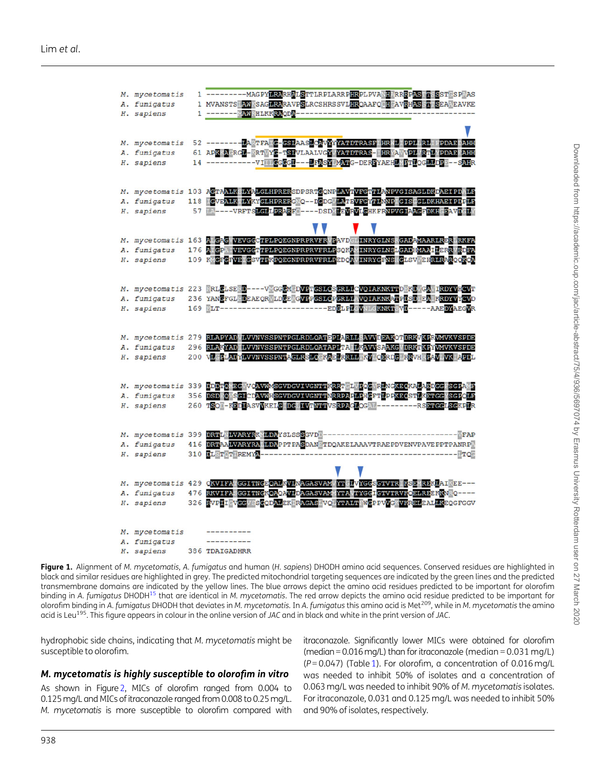**Figure 1.** Alignment of *M. mycetomatis*, *A. fumigatus* and human (*H. sapiens*) DHODH amino acid sequences. Conserved residues are highlighted in black and similar residues are highlighted in grey. The predicted mitochondrial targeting sequences are indicated by the green lines and the predicted transmembrane domains are indicated by the yellow lines. The blue arrows depict the amino acid residues predicted to be important for olorofim binding in *A. fumigatus* DHODH[15] that are identical in *M. mycetomatis*. The red arrow depicts the amino acid residue predicted to be important for olorofim binding in *A. fumigatus* DHODH that deviates in *M. mycetomatis*. In *A. fumigatus* this amino acid is Met[209], while in *M. mycetomatis* the amino acid is Leu[195]. This figure appears in colour in the online version of *JAC* and in black and white in the print version of *JAC*.

hydrophobic side chains, indicating that *M. mycetomatis* might be susceptible to olorofim.

### *M. mycetomatis* is highly susceptible to olorofim in vitro

As shown in Figure 2, MICs of olorofim ranged from 0.004 to 0.125 mg/L and MICs of itraconazole ranged from 0.008 to 0.25 mg/L. *M. mycetomatis* is more susceptible to olorofim compared with itraconazole. Significantly lower MICs were obtained for olorofim (median = 0.016 mg/L) than for itraconazole (median = 0.031 mg/L) ($P = 0.047$) (Table 1). For olorofim, a concentration of 0.016 mg/L was needed to inhibit 50% of isolates and a concentration of 0.063 mg/L was needed to inhibit 90% of *M. mycetomatis* isolates. For itraconazole, 0.031 and 0.125 mg/L was needed to inhibit 50% and 90% of isolates, respectively.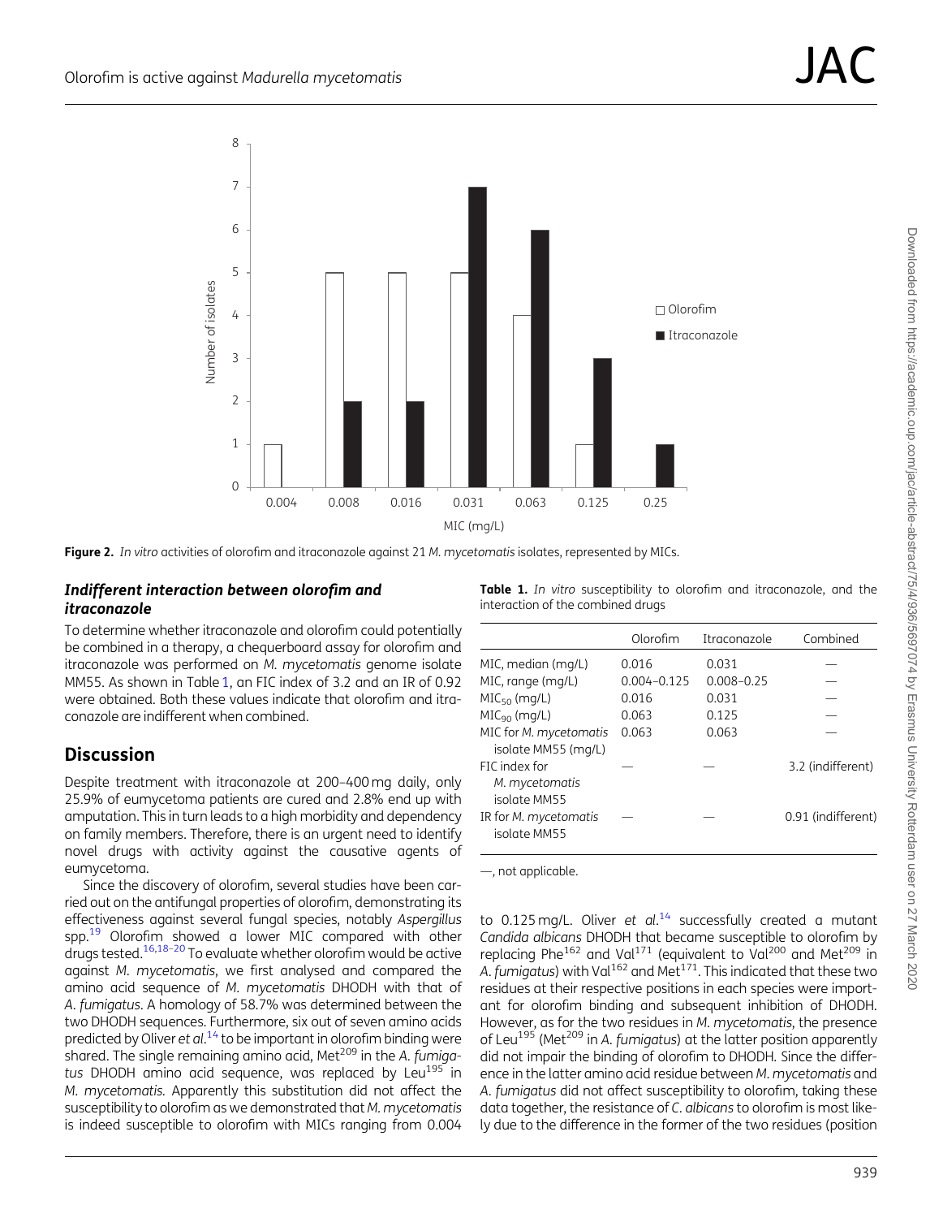Figure 2. *In vitro* activities of olorofim and itraconazole against 21 *M. mycetomatis* isolates, represented by MICs.

### *Indifferent interaction between olorofim and itraconazole*

To determine whether itraconazole and olorofim could potentially be combined in a therapy, a chequerboard assay for olorofim and itraconazole was performed on *M. mycetomatis* genome isolate MM55. As shown in Table 1, an FIC index of 3.2 and an IR of 0.92 were obtained. Both these values indicate that olorofim and itraconazole are indifferent when combined.

**Table 1.** *In vitro* susceptibility to olorofim and itraconazole, and the interaction of the combined drugs

| | Olorofim | Itraconazole | Combined |
|---|---|---|---|
| MIC, median (mg/L) | 0.016 | 0.031 | — |
| MIC, range (mg/L) | 0.004–0.125 | 0.008–0.25 | — |
| $MIC_{50}$ (mg/L) | 0.016 | 0.031 | — |
| $MIC_{90}$ (mg/L) | 0.063 | 0.125 | — |
| MIC for *M. mycetomatis* isolate MM55 (mg/L) | 0.063 | 0.063 | — |
| FIC index for *M. mycetomatis* isolate MM55 | — | — | 3.2 (indifferent) |
| IR for *M. mycetomatis* isolate MM55 | — | — | 0.91 (indifferent) |

—, not applicable.

## Discussion

Despite treatment with itraconazole at 200–400 mg daily, only 25.9% of eumycetoma patients are cured and 2.8% end up with amputation. This in turn leads to a high morbidity and dependency on family members. Therefore, there is an urgent need to identify novel drugs with activity against the causative agents of eumycetoma.

Since the discovery of olorofim, several studies have been carried out on the antifungal properties of olorofim, demonstrating its effectiveness against several fungal species, notably *Aspergillus* spp.[19] Olorofim showed a lower MIC compared with other drugs tested.[16,18–20] To evaluate whether olorofim would be active against *M. mycetomatis*, we first analysed and compared the amino acid sequence of *M. mycetomatis* DHODH with that of *A. fumigatus*. A homology of 58.7% was determined between the two DHODH sequences. Furthermore, six out of seven amino acids predicted by Oliver *et al.*[14] to be important in olorofim binding were shared. The single remaining amino acid, $Met^{209}$ in the *A. fumigatus* DHODH amino acid sequence, was replaced by $Leu^{195}$ in *M. mycetomatis*. Apparently this substitution did not affect the susceptibility to olorofim as we demonstrated that *M. mycetomatis* is indeed susceptible to olorofim with MICs ranging from 0.004 to 0.125 mg/L. Oliver *et al.*[14] successfully created a mutant *Candida albicans* DHODH that became susceptible to olorofim by replacing $Phe^{162}$ and $Val^{171}$ (equivalent to $Val^{200}$ and $Met^{209}$ in *A. fumigatus*) with $Val^{162}$ and $Met^{171}$. This indicated that these two residues at their respective positions in each species were important for olorofim binding and subsequent inhibition of DHODH. However, as for the two residues in *M. mycetomatis*, the presence of $Leu^{195}$ ($Met^{209}$ in *A. fumigatus*) at the latter position apparently did not impair the binding of olorofim to DHODH. Since the difference in the latter amino acid residue between *M. mycetomatis* and *A. fumigatus* did not affect susceptibility to olorofim, taking these data together, the resistance of *C. albicans* to olorofim is most likely due to the difference in the former of the two residues (position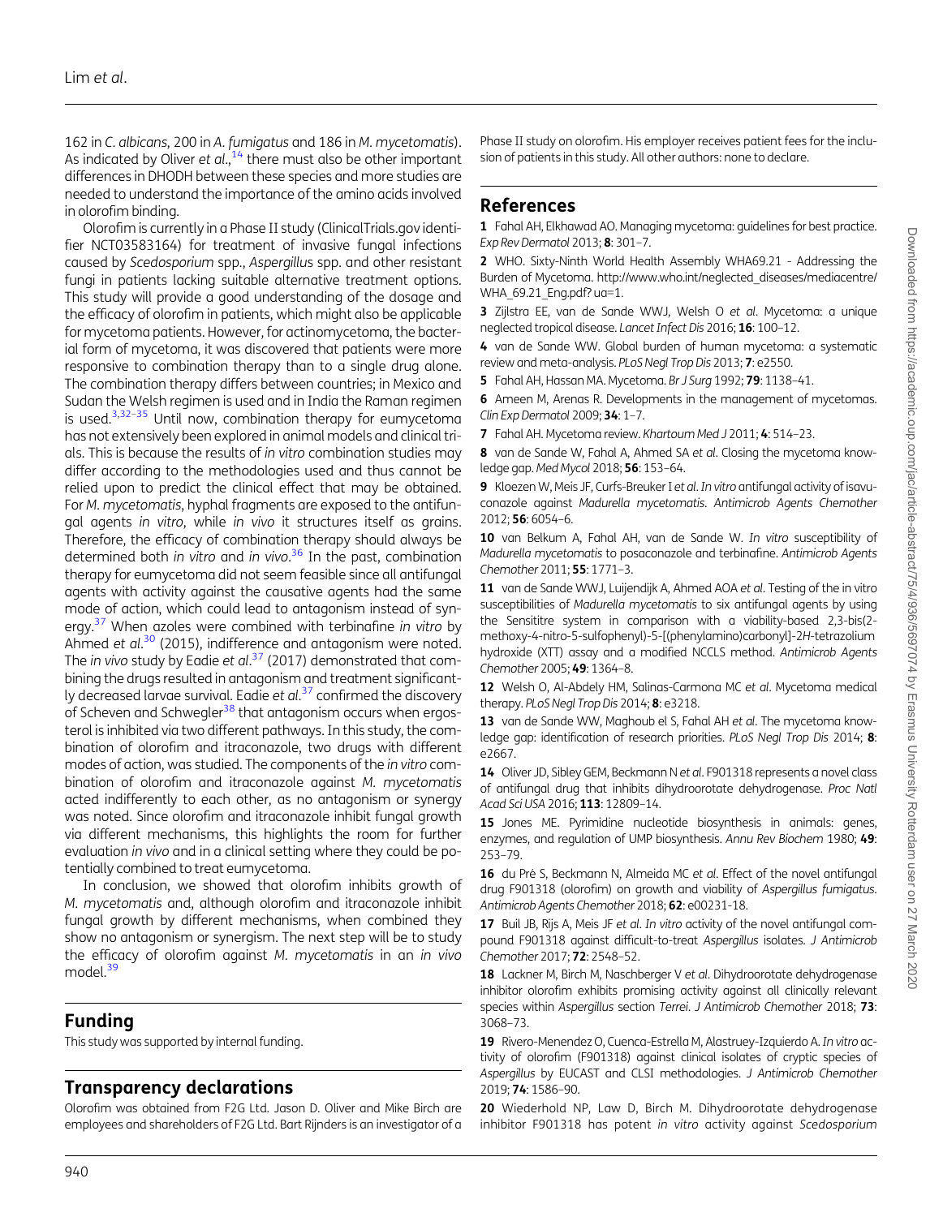162 in *C. albicans*, 200 in *A. fumigatus* and 186 in *M. mycetomatis*). As indicated by Oliver *et al.*,[14] there must also be other important differences in DHODH between these species and more studies are needed to understand the importance of the amino acids involved in olorofim binding.

Olorofim is currently in a Phase II study (ClinicalTrials.gov identifier NCT03583164) for treatment of invasive fungal infections caused by *Scedosporium* spp., *Aspergillus* spp. and other resistant fungi in patients lacking suitable alternative treatment options. This study will provide a good understanding of the dosage and the efficacy of olorofim in patients, which might also be applicable for mycetoma patients. However, for actinomycetoma, the bacterial form of mycetoma, it was discovered that patients were more responsive to combination therapy than to a single drug alone. The combination therapy differs between countries; in Mexico and Sudan the Welsh regimen is used and in India the Raman regimen is used.[3,32–35] Until now, combination therapy for eumycetoma has not extensively been explored in animal models and clinical trials. This is because the results of *in vitro* combination studies may differ according to the methodologies used and thus cannot be relied upon to predict the clinical effect that may be obtained. For *M. mycetomatis*, hyphal fragments are exposed to the antifungal agents *in vitro*, while *in vivo* it structures itself as grains. Therefore, the efficacy of combination therapy should always be determined both *in vitro* and *in vivo*.[36] In the past, combination therapy for eumycetoma did not seem feasible since all antifungal agents with activity against the causative agents had the same mode of action, which could lead to antagonism instead of synergy.[37] When azoles were combined with terbinafine *in vitro* by Ahmed *et al.*[30] (2015), indifference and antagonism were noted. The *in vivo* study by Eadie *et al.*[37] (2017) demonstrated that combining the drugs resulted in antagonism and treatment significantly decreased larvae survival. Eadie *et al.*[37] confirmed the discovery of Scheven and Schwegler[38] that antagonism occurs when ergosterol is inhibited via two different pathways. In this study, the combination of olorofim and itraconazole, two drugs with different modes of action, was studied. The components of the *in vitro* combination of olorofim and itraconazole against *M. mycetomatis* acted indifferently to each other, as no antagonism or synergy was noted. Since olorofim and itraconazole inhibit fungal growth via different mechanisms, this highlights the room for further evaluation *in vivo* and in a clinical setting where they could be potentially combined to treat eumycetoma.

In conclusion, we showed that olorofim inhibits growth of *M. mycetomatis* and, although olorofim and itraconazole inhibit fungal growth by different mechanisms, when combined they show no antagonism or synergism. The next step will be to study the efficacy of olorofim against *M. mycetomatis* in an *in vivo* model.[39]

## Funding

This study was supported by internal funding.

## Transparency declarations

Olorofim was obtained from F2G Ltd. Jason D. Oliver and Mike Birch are employees and shareholders of F2G Ltd. Bart Rijnders is an investigator of a Phase II study on olorofim. His employer receives patient fees for the inclusion of patients in this study. All other authors: none to declare.

## References

**1** Fahal AH, Elkhawad AO. Managing mycetoma: guidelines for best practice. *Exp Rev Dermatol* 2013; **8**: 301–7.

**2** WHO. Sixty-Ninth World Health Assembly WHA69.21 - Addressing the Burden of Mycetoma. http://www.who.int/neglected_diseases/mediacentre/WHA_69.21_Eng.pdf? ua=1.

**3** Zijlstra EE, van de Sande WWJ, Welsh O *et al.* Mycetoma: a unique neglected tropical disease. *Lancet Infect Dis* 2016; **16**: 100–12.

**4** van de Sande WW. Global burden of human mycetoma: a systematic review and meta-analysis. *PLoS Negl Trop Dis* 2013; **7**: e2550.

**5** Fahal AH, Hassan MA. Mycetoma. *Br J Surg* 1992; **79**: 1138–41.

**6** Ameen M, Arenas R. Developments in the management of mycetomas. *Clin Exp Dermatol* 2009; **34**: 1–7.

**7** Fahal AH. Mycetoma review. *Khartoum Med J* 2011; **4**: 514–23.

**8** van de Sande W, Fahal A, Ahmed SA *et al.* Closing the mycetoma knowledge gap. *Med Mycol* 2018; **56**: 153–64.

**9** Kloezen W, Meis JF, Curfs-Breuker I *et al. In vitro* antifungal activity of isavuconazole against *Madurella mycetomatis*. *Antimicrob Agents Chemother* 2012; **56**: 6054–6.

**10** van Belkum A, Fahal AH, van de Sande W. *In vitro* susceptibility of *Madurella mycetomatis* to posaconazole and terbinafine. *Antimicrob Agents Chemother* 2011; **55**: 1771–3.

**11** van de Sande WWJ, Luijendijk A, Ahmed AOA *et al.* Testing of the in vitro susceptibilities of *Madurella mycetomatis* to six antifungal agents by using the Sensititre system in comparison with a viability-based 2,3-bis(2-methoxy-4-nitro-5-sulfophenyl)-5-[(phenylamino)carbonyl]-2*H*-tetrazolium hydroxide (XTT) assay and a modified NCCLS method. *Antimicrob Agents Chemother* 2005; **49**: 1364–8.

**12** Welsh O, Al-Abdely HM, Salinas-Carmona MC *et al.* Mycetoma medical therapy. *PLoS Negl Trop Dis* 2014; **8**: e3218.

**13** van de Sande WW, Maghoub el S, Fahal AH *et al.* The mycetoma knowledge gap: identification of research priorities. *PLoS Negl Trop Dis* 2014; **8**: e2667.

**14** Oliver JD, Sibley GEM, Beckmann N *et al.* F901318 represents a novel class of antifungal drug that inhibits dihydroorotate dehydrogenase. *Proc Natl Acad Sci USA* 2016; **113**: 12809–14.

**15** Jones ME. Pyrimidine nucleotide biosynthesis in animals: genes, enzymes, and regulation of UMP biosynthesis. *Annu Rev Biochem* 1980; **49**: 253–79.

**16** du Pré S, Beckmann N, Almeida MC *et al.* Effect of the novel antifungal drug F901318 (olorofim) on growth and viability of *Aspergillus fumigatus*. *Antimicrob Agents Chemother* 2018; **62**: e00231-18.

**17** Buil JB, Rijs A, Meis JF *et al. In vitro* activity of the novel antifungal compound F901318 against difficult-to-treat *Aspergillus* isolates. *J Antimicrob Chemother* 2017; **72**: 2548–52.

**18** Lackner M, Birch M, Naschberger V *et al.* Dihydroorotate dehydrogenase inhibitor olorofim exhibits promising activity against all clinically relevant species within *Aspergillus* section *Terrei*. *J Antimicrob Chemother* 2018; **73**: 3068–73.

**19** Rivero-Menendez O, Cuenca-Estrella M, Alastruey-Izquierdo A. *In vitro* activity of olorofim (F901318) against clinical isolates of cryptic species of *Aspergillus* by EUCAST and CLSI methodologies. *J Antimicrob Chemother* 2019; **74**: 1586–90.

**20** Wiederhold NP, Law D, Birch M. Dihydroorotate dehydrogenase inhibitor F901318 has potent *in vitro* activity against *Scedosporium*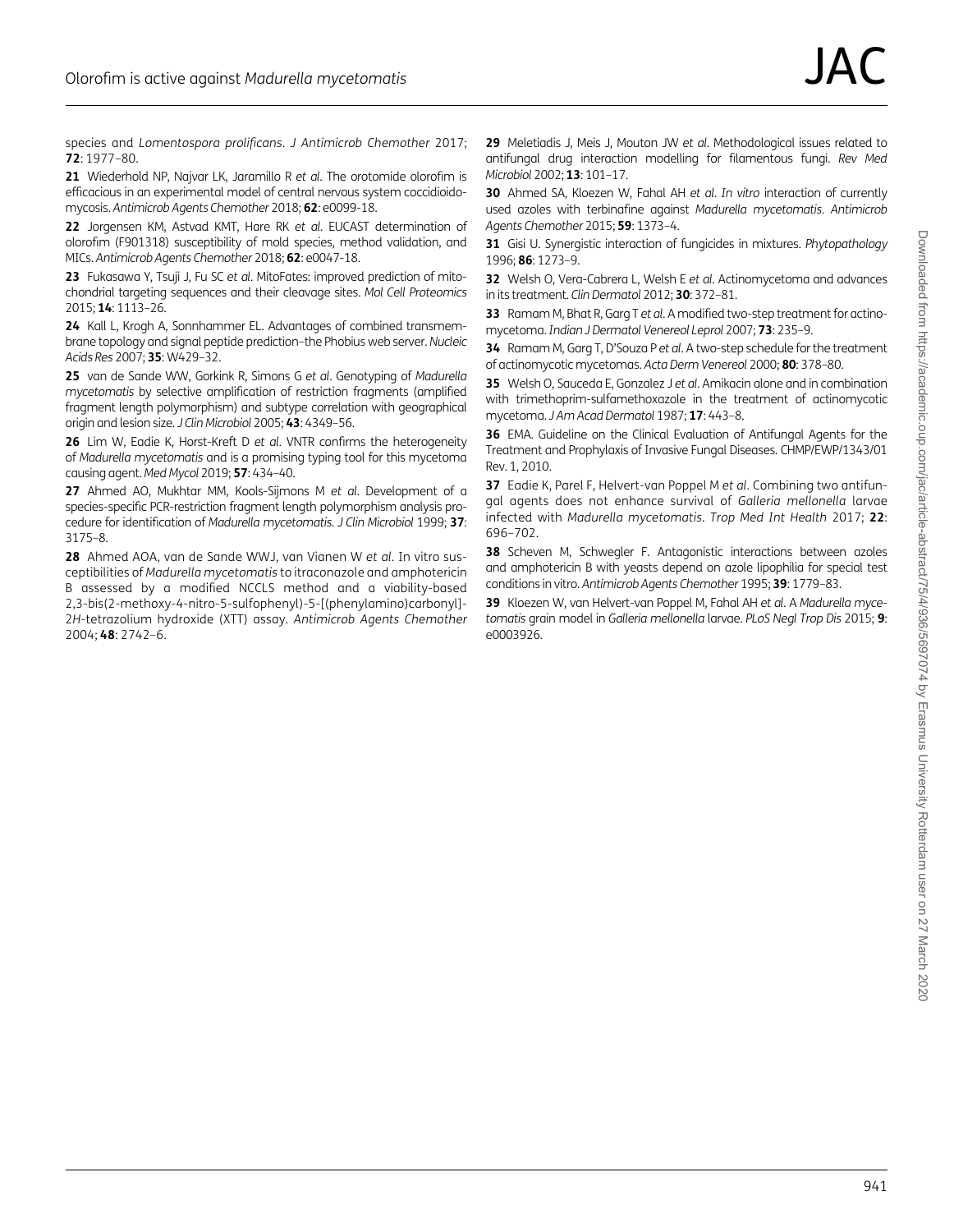species and *Lomentospora prolificans*. *J Antimicrob Chemother* 2017; **72**: 1977–80.

**21** Wiederhold NP, Najvar LK, Jaramillo R *et al*. The orotomide olorofim is efficacious in an experimental model of central nervous system coccidioidomycosis. *Antimicrob Agents Chemother* 2018; **62**: e0099-18.

**22** Jorgensen KM, Astvad KMT, Hare RK *et al*. EUCAST determination of olorofim (F901318) susceptibility of mold species, method validation, and MICs. *Antimicrob Agents Chemother* 2018; **62**: e0047-18.

**23** Fukasawa Y, Tsuji J, Fu SC *et al*. MitoFates: improved prediction of mitochondrial targeting sequences and their cleavage sites. *Mol Cell Proteomics* 2015; **14**: 1113–26.

**24** Kall L, Krogh A, Sonnhammer EL. Advantages of combined transmembrane topology and signal peptide prediction–the Phobius web server. *Nucleic Acids Res* 2007; **35**: W429–32.

**25** van de Sande WW, Gorkink R, Simons G *et al*. Genotyping of *Madurella mycetomatis* by selective amplification of restriction fragments (amplified fragment length polymorphism) and subtype correlation with geographical origin and lesion size. *J Clin Microbiol* 2005; **43**: 4349–56.

**26** Lim W, Eadie K, Horst-Kreft D *et al*. VNTR confirms the heterogeneity of *Madurella mycetomatis* and is a promising typing tool for this mycetoma causing agent. *Med Mycol* 2019; **57**: 434–40.

**27** Ahmed AO, Mukhtar MM, Kools-Sijmons M *et al*. Development of a species-specific PCR-restriction fragment length polymorphism analysis procedure for identification of *Madurella mycetomatis*. *J Clin Microbiol* 1999; **37**: 3175–8.

**28** Ahmed AOA, van de Sande WWJ, van Vianen W *et al*. In vitro susceptibilities of *Madurella mycetomatis* to itraconazole and amphotericin B assessed by a modified NCCLS method and a viability-based 2,3-bis(2-methoxy-4-nitro-5-sulfophenyl)-5-[(phenylamino)carbonyl]-2*H*-tetrazolium hydroxide (XTT) assay. *Antimicrob Agents Chemother* 2004; **48**: 2742–6.

**29** Meletiadis J, Meis J, Mouton JW *et al*. Methodological issues related to antifungal drug interaction modelling for filamentous fungi. *Rev Med Microbiol* 2002; **13**: 101–17.

**30** Ahmed SA, Kloezen W, Fahal AH *et al*. *In vitro* interaction of currently used azoles with terbinafine against *Madurella mycetomatis*. *Antimicrob Agents Chemother* 2015; **59**: 1373–4.

**31** Gisi U. Synergistic interaction of fungicides in mixtures. *Phytopathology* 1996; **86**: 1273–9.

**32** Welsh O, Vera-Cabrera L, Welsh E *et al*. Actinomycetoma and advances in its treatment. *Clin Dermatol* 2012; **30**: 372–81.

**33** Ramam M, Bhat R, Garg T *et al*. A modified two-step treatment for actinomycetoma. *Indian J Dermatol Venereol Leprol* 2007; **73**: 235–9.

**34** Ramam M, Garg T, D'Souza P *et al*. A two-step schedule for the treatment of actinomycotic mycetomas. *Acta Derm Venereol* 2000; **80**: 378–80.

**35** Welsh O, Sauceda E, Gonzalez J *et al*. Amikacin alone and in combination with trimethoprim-sulfamethoxazole in the treatment of actinomycotic mycetoma. *J Am Acad Dermatol* 1987; **17**: 443–8.

**36** EMA. Guideline on the Clinical Evaluation of Antifungal Agents for the Treatment and Prophylaxis of Invasive Fungal Diseases. CHMP/EWP/1343/01 Rev. 1, 2010.

**37** Eadie K, Parel F, Helvert-van Poppel M *et al*. Combining two antifungal agents does not enhance survival of *Galleria mellonella* larvae infected with *Madurella mycetomatis*. *Trop Med Int Health* 2017; **22**: 696–702.

**38** Scheven M, Schwegler F. Antagonistic interactions between azoles and amphotericin B with yeasts depend on azole lipophilia for special test conditions in vitro. *Antimicrob Agents Chemother* 1995; **39**: 1779–83.

**39** Kloezen W, van Helvert-van Poppel M, Fahal AH *et al*. A *Madurella mycetomatis* grain model in *Galleria mellonella* larvae. *PLoS Negl Trop Dis* 2015; **9**: e0003926.